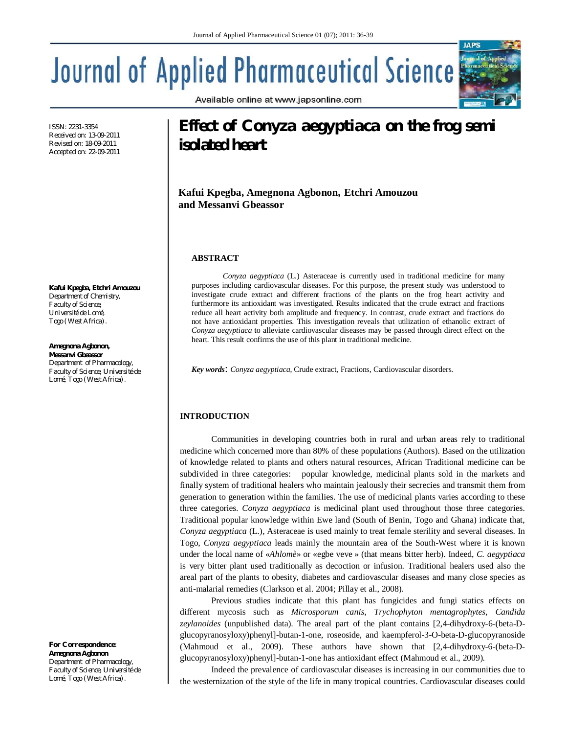ISSN: 2231-3354
Received on: 13-09-2011
Revised on: 18-09-2011
Accepted on: 22-09-2011

# Effect of *Conyza aegyptiaca* on the frog semi isolated heart

**Kafui Kpegba, Amegnona Agbonon, Etchri Amouzou and Messanvi Gbeassor**

**Kafui Kpegba, Etchri Amouzou**
Department of Chemistry, Faculty of Science, Université de Lomé, Togo (West Africa).

**Amegnona Agbonon, Messanvi Gbeassor**
Department of Pharmacology, Faculty of Science, Université de Lomé, Togo (West Africa).

**For Correspondence**:
**Amegnona Agbonon**
Department of Pharmacology, Faculty of Science, Université de Lomé, Togo (West Africa).

## ABSTRACT

*Conyza aegyptiaca* (L.) Asteraceae is currently used in traditional medicine for many purposes including cardiovascular diseases. For this purpose, the present study was understood to investigate crude extract and different fractions of the plants on the frog heart activity and furthermore its antioxidant was investigated. Results indicated that the crude extract and fractions reduce all heart activity both amplitude and frequency. In contrast, crude extract and fractions do not have antioxidant properties. This investigation reveals that utilization of ethanolic extract of *Conyza aegyptiaca* to alleviate cardiovascular diseases may be passed through direct effect on the heart. This result confirms the use of this plant in traditional medicine.

***Key words***: *Conyza aegyptiaca*, Crude extract, Fractions, Cardiovascular disorders.

## INTRODUCTION

Communities in developing countries both in rural and urban areas rely to traditional medicine which concerned more than 80% of these populations (Authors). Based on the utilization of knowledge related to plants and others natural resources, African Traditional medicine can be subdivided in three categories: popular knowledge, medicinal plants sold in the markets and finally system of traditional healers who maintain jealously their secrecies and transmit them from generation to generation within the families. The use of medicinal plants varies according to these three categories. *Conyza aegyptiaca* is medicinal plant used throughout those three categories. Traditional popular knowledge within Ewe land (South of Benin, Togo and Ghana) indicate that, *Conyza aegyptiaca* (L.), Asteraceae is used mainly to treat female sterility and several diseases. In Togo, *Conyza aegyptiaca* leads mainly the mountain area of the South-West where it is known under the local name of «*Ahlomè*» or «egbe veve » (that means bitter herb). Indeed, *C. aegyptiaca* is very bitter plant used traditionally as decoction or infusion. Traditional healers used also the areal part of the plants to obesity, diabetes and cardiovascular diseases and many close species as anti-malarial remedies (Clarkson et al. 2004; Pillay et al., 2008).

Previous studies indicate that this plant has fungicides and fungi statics effects on different mycosis such as *Microsporum canis*, *Trychophyton mentagrophytes*, *Candida zeylanoides* (unpublished data). The areal part of the plant contains [2,4-dihydroxy-6-(beta-D-glucopyranosyloxy)phenyl]-butan-1-one, roseoside, and kaempferol-3-O-beta-D-glucopyranoside (Mahmoud et al., 2009). These authors have shown that [2,4-dihydroxy-6-(beta-D-glucopyranosyloxy)phenyl]-butan-1-one has antioxidant effect (Mahmoud et al., 2009).

Indeed the prevalence of cardiovascular diseases is increasing in our communities due to the westernization of the style of the life in many tropical countries. Cardiovascular diseases could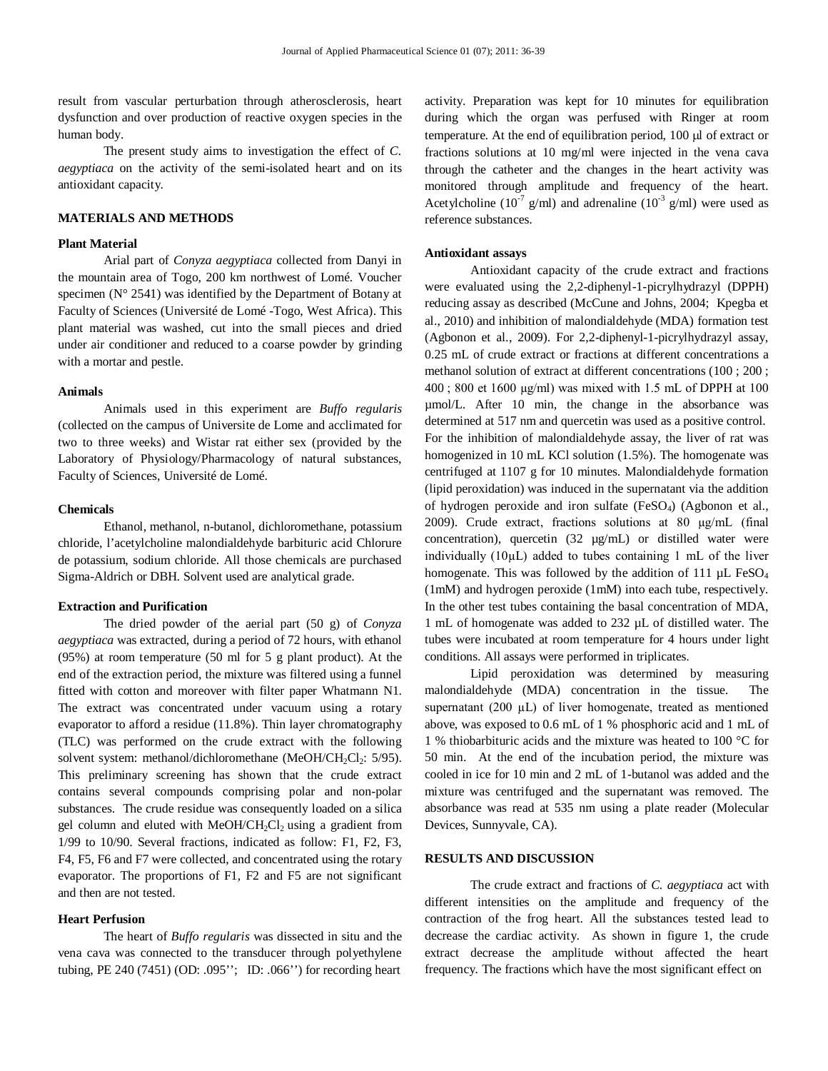result from vascular perturbation through atherosclerosis, heart dysfunction and over production of reactive oxygen species in the human body.

The present study aims to investigation the effect of *C. aegyptiaca* on the activity of the semi-isolated heart and on its antioxidant capacity.

## MATERIALS AND METHODS

### Plant Material

Arial part of *Conyza aegyptiaca* collected from Danyi in the mountain area of Togo, 200 km northwest of Lomé. Voucher specimen (N° 2541) was identified by the Department of Botany at Faculty of Sciences (Université de Lomé -Togo, West Africa). This plant material was washed, cut into the small pieces and dried under air conditioner and reduced to a coarse powder by grinding with a mortar and pestle.

### Animals

Animals used in this experiment are *Buffo regularis* (collected on the campus of Universite de Lome and acclimated for two to three weeks) and Wistar rat either sex (provided by the Laboratory of Physiology/Pharmacology of natural substances, Faculty of Sciences, Université de Lomé.

### Chemicals

Ethanol, methanol, n-butanol, dichloromethane, potassium chloride, l'acetylcholine malondialdehyde barbituric acid Chlorure de potassium, sodium chloride. All those chemicals are purchased Sigma-Aldrich or DBH. Solvent used are analytical grade.

### Extraction and Purification

The dried powder of the aerial part (50 g) of *Conyza aegyptiaca* was extracted, during a period of 72 hours, with ethanol (95%) at room temperature (50 ml for 5 g plant product). At the end of the extraction period, the mixture was filtered using a funnel fitted with cotton and moreover with filter paper Whatmann N1. The extract was concentrated under vacuum using a rotary evaporator to afford a residue (11.8%). Thin layer chromatography (TLC) was performed on the crude extract with the following solvent system: methanol/dichloromethane ($MeOH/CH_2Cl_2$: 5/95). This preliminary screening has shown that the crude extract contains several compounds comprising polar and non-polar substances. The crude residue was consequently loaded on a silica gel column and eluted with $MeOH/CH_2Cl_2$ using a gradient from 1/99 to 10/90. Several fractions, indicated as follow: F1, F2, F3, F4, F5, F6 and F7 were collected, and concentrated using the rotary evaporator. The proportions of F1, F2 and F5 are not significant and then are not tested.

### Heart Perfusion

The heart of *Buffo regularis* was dissected in situ and the vena cava was connected to the transducer through polyethylene tubing, PE 240 (7451) (OD: .095''; ID: .066'') for recording heart activity. Preparation was kept for 10 minutes for equilibration during which the organ was perfused with Ringer at room temperature. At the end of equilibration period, 100 µl of extract or fractions solutions at 10 mg/ml were injected in the vena cava through the catheter and the changes in the heart activity was monitored through amplitude and frequency of the heart. Acetylcholine ($10^{-7}$ g/ml) and adrenaline ($10^{-3}$ g/ml) were used as reference substances.

### Antioxidant assays

Antioxidant capacity of the crude extract and fractions were evaluated using the 2,2-diphenyl-1-picrylhydrazyl (DPPH) reducing assay as described (McCune and Johns, 2004; Kpegba et al., 2010) and inhibition of malondialdehyde (MDA) formation test (Agbonon et al., 2009). For 2,2-diphenyl-1-picrylhydrazyl assay, 0.25 mL of crude extract or fractions at different concentrations a methanol solution of extract at different concentrations (100 ; 200 ; 400 ; 800 et 1600 µg/ml) was mixed with 1.5 mL of DPPH at 100 µmol/L. After 10 min, the change in the absorbance was determined at 517 nm and quercetin was used as a positive control. For the inhibition of malondialdehyde assay, the liver of rat was homogenized in 10 mL KCl solution (1.5%). The homogenate was centrifuged at 1107 g for 10 minutes. Malondialdehyde formation (lipid peroxidation) was induced in the supernatant via the addition of hydrogen peroxide and iron sulfate ($FeSO_4$) (Agbonon et al., 2009). Crude extract, fractions solutions at 80 µg/mL (final concentration), quercetin (32 µg/mL) or distilled water were individually (10µL) added to tubes containing 1 mL of the liver homogenate. This was followed by the addition of 111 µL $FeSO_4$ (1mM) and hydrogen peroxide (1mM) into each tube, respectively. In the other test tubes containing the basal concentration of MDA, 1 mL of homogenate was added to 232 µL of distilled water. The tubes were incubated at room temperature for 4 hours under light conditions. All assays were performed in triplicates.

Lipid peroxidation was determined by measuring malondialdehyde (MDA) concentration in the tissue. The supernatant (200 µL) of liver homogenate, treated as mentioned above, was exposed to 0.6 mL of 1 % phosphoric acid and 1 mL of 1 % thiobarbituric acids and the mixture was heated to 100 °C for 50 min. At the end of the incubation period, the mixture was cooled in ice for 10 min and 2 mL of 1-butanol was added and the mixture was centrifuged and the supernatant was removed. The absorbance was read at 535 nm using a plate reader (Molecular Devices, Sunnyvale, CA).

## RESULTS AND DISCUSSION

The crude extract and fractions of *C. aegyptiaca* act with different intensities on the amplitude and frequency of the contraction of the frog heart. All the substances tested lead to decrease the cardiac activity. As shown in figure 1, the crude extract decrease the amplitude without affected the heart frequency. The fractions which have the most significant effect on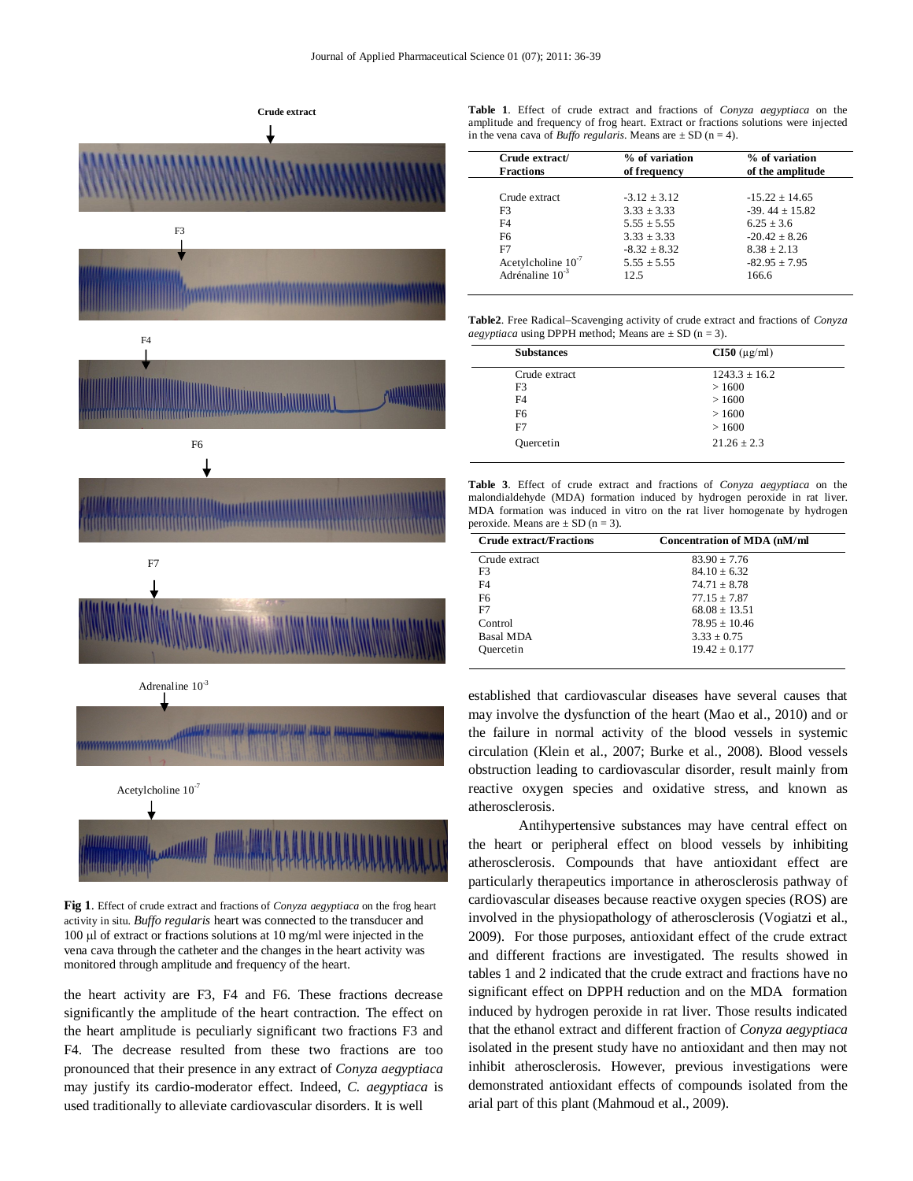Crude extract

F3

F4

F6

F7

Adrenaline $10^{-3}$

Acetylcholine $10^{-7}$

**Fig 1**. Effect of crude extract and fractions of *Conyza aegyptiaca* on the frog heart activity in situ. *Buffo regularis* heart was connected to the transducer and 100 µl of extract or fractions solutions at 10 mg/ml were injected in the vena cava through the catheter and the changes in the heart activity was monitored through amplitude and frequency of the heart.

the heart activity are F3, F4 and F6. These fractions decrease significantly the amplitude of the heart contraction. The effect on the heart amplitude is peculiarly significant two fractions F3 and F4. The decrease resulted from these two fractions are too pronounced that their presence in any extract of *Conyza aegyptiaca* may justify its cardio-moderator effect. Indeed, *C. aegyptiaca* is used traditionally to alleviate cardiovascular disorders. It is well established that cardiovascular diseases have several causes that may involve the dysfunction of the heart (Mao et al., 2010) and or the failure in normal activity of the blood vessels in systemic circulation (Klein et al., 2007; Burke et al., 2008). Blood vessels obstruction leading to cardiovascular disorder, result mainly from reactive oxygen species and oxidative stress, and known as atherosclerosis.

Antihypertensive substances may have central effect on the heart or peripheral effect on blood vessels by inhibiting atherosclerosis. Compounds that have antioxidant effect are particularly therapeutics importance in atherosclerosis pathway of cardiovascular diseases because reactive oxygen species (ROS) are involved in the physiopathology of atherosclerosis (Vogiatzi et al., 2009). For those purposes, antioxidant effect of the crude extract and different fractions are investigated. The results showed in tables 1 and 2 indicated that the crude extract and fractions have no significant effect on DPPH reduction and on the MDA formation induced by hydrogen peroxide in rat liver. Those results indicated that the ethanol extract and different fraction of *Conyza aegyptiaca* isolated in the present study have no antioxidant and then may not inhibit atherosclerosis. However, previous investigations were demonstrated antioxidant effects of compounds isolated from the arial part of this plant (Mahmoud et al., 2009).

**Table 1**. Effect of crude extract and fractions of *Conyza aegyptiaca* on the amplitude and frequency of frog heart. Extract or fractions solutions were injected in the vena cava of *Buffo regularis*. Means are ± SD (n = 4).

| Crude extract/ Fractions | % of variation of frequency | % of variation of the amplitude |
|---|---|---|
| Crude extract | -3.12 ± 3.12 | -15.22 ± 14.65 |
| F3 | 3.33 ± 3.33 | -39. 44 ± 15.82 |
| F4 | 5.55 ± 5.55 | 6.25 ± 3.6 |
| F6 | 3.33 ± 3.33 | -20.42 ± 8.26 |
| F7 | -8.32 ± 8.32 | 8.38 ± 2.13 |
| Acetylcholine $10^{-7}$ | 5.55 ± 5.55 | -82.95 ± 7.95 |
| Adrénaline $10^{-3}$ | 12.5 | 166.6 |

**Table2**. Free Radical–Scavenging activity of crude extract and fractions of *Conyza aegyptiaca* using DPPH method; Means are ± SD (n = 3).

| Substances | CI50 (µg/ml) |
|---|---|
| Crude extract | 1243.3 ± 16.2 |
| F3 | > 1600 |
| F4 | > 1600 |
| F6 | > 1600 |
| F7 | > 1600 |
| Quercetin | 21.26 ± 2.3 |

**Table 3**. Effect of crude extract and fractions of *Conyza aegyptiaca* on the malondialdehyde (MDA) formation induced by hydrogen peroxide in rat liver. MDA formation was induced in vitro on the rat liver homogenate by hydrogen peroxide. Means are ± SD (n = 3).

| Crude extract/Fractions | Concentration of MDA (nM/ml |
|---|---|
| Crude extract | 83.90 ± 7.76 |
| F3 | 84.10 ± 6.32 |
| F4 | 74.71 ± 8.78 |
| F6 | 77.15 ± 7.87 |
| F7 | 68.08 ± 13.51 |
| Control | 78.95 ± 10.46 |
| Basal MDA | 3.33 ± 0.75 |
| Quercetin | 19.42 ± 0.177 |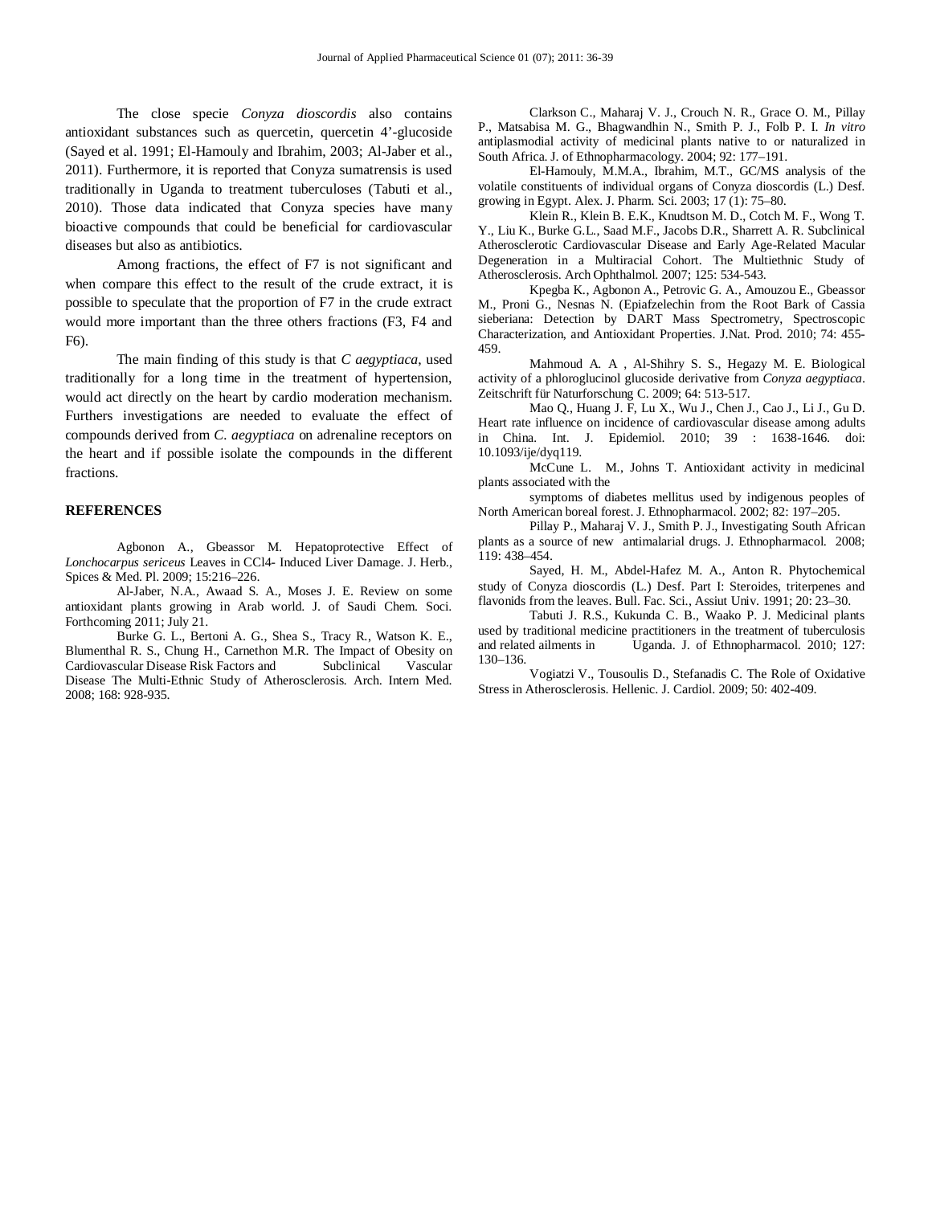The close specie *Conyza dioscordis* also contains antioxidant substances such as quercetin, quercetin 4'-glucoside (Sayed et al. 1991; El-Hamouly and Ibrahim, 2003; Al-Jaber et al., 2011). Furthermore, it is reported that Conyza sumatrensis is used traditionally in Uganda to treatment tuberculoses (Tabuti et al., 2010). Those data indicated that Conyza species have many bioactive compounds that could be beneficial for cardiovascular diseases but also as antibiotics.

Among fractions, the effect of F7 is not significant and when compare this effect to the result of the crude extract, it is possible to speculate that the proportion of F7 in the crude extract would more important than the three others fractions (F3, F4 and F6).

The main finding of this study is that *C aegyptiaca*, used traditionally for a long time in the treatment of hypertension, would act directly on the heart by cardio moderation mechanism. Furthers investigations are needed to evaluate the effect of compounds derived from *C. aegyptiaca* on adrenaline receptors on the heart and if possible isolate the compounds in the different fractions.

## REFERENCES

Agbonon A., Gbeassor M. Hepatoprotective Effect of *Lonchocarpus sericeus* Leaves in CCl4- Induced Liver Damage. J. Herb., Spices & Med. Pl. 2009; 15:216–226.

Al-Jaber, N.A., Awaad S. A., Moses J. E. Review on some antioxidant plants growing in Arab world. J. of Saudi Chem. Soci. Forthcoming 2011; July 21.

Burke G. L., Bertoni A. G., Shea S., Tracy R., Watson K. E., Blumenthal R. S., Chung H., Carnethon M.R. The Impact of Obesity on Cardiovascular Disease Risk Factors and Subclinical Vascular Disease The Multi-Ethnic Study of Atherosclerosis. Arch. Intern Med. 2008; 168: 928-935.

Clarkson C., Maharaj V. J., Crouch N. R., Grace O. M., Pillay P., Matsabisa M. G., Bhagwandhin N., Smith P. J., Folb P. I. *In vitro* antiplasmodial activity of medicinal plants native to or naturalized in South Africa. J. of Ethnopharmacology. 2004; 92: 177–191.

El-Hamouly, M.M.A., Ibrahim, M.T., GC/MS analysis of the volatile constituents of individual organs of Conyza dioscordis (L.) Desf. growing in Egypt. Alex. J. Pharm. Sci. 2003; 17 (1): 75–80.

Klein R., Klein B. E.K., Knudtson M. D., Cotch M. F., Wong T. Y., Liu K., Burke G.L., Saad M.F., Jacobs D.R., Sharrett A. R. Subclinical Atherosclerotic Cardiovascular Disease and Early Age-Related Macular Degeneration in a Multiracial Cohort. The Multiethnic Study of Atherosclerosis. Arch Ophthalmol. 2007; 125: 534-543.

Kpegba K., Agbonon A., Petrovic G. A., Amouzou E., Gbeassor M., Proni G., Nesnas N. (Epiafzelechin from the Root Bark of Cassia sieberiana: Detection by DART Mass Spectrometry, Spectroscopic Characterization, and Antioxidant Properties. J.Nat. Prod. 2010; 74: 455-459.

Mahmoud A. A , Al-Shihry S. S., Hegazy M. E. Biological activity of a phloroglucinol glucoside derivative from *Conyza aegyptiaca*. Zeitschrift für Naturforschung C. 2009; 64: 513-517.

Mao Q., Huang J. F, Lu X., Wu J., Chen J., Cao J., Li J., Gu D. Heart rate influence on incidence of cardiovascular disease among adults in China. Int. J. Epidemiol. 2010; 39 : 1638-1646. doi: 10.1093/ije/dyq119.

McCune L. M., Johns T. Antioxidant activity in medicinal plants associated with the symptoms of diabetes mellitus used by indigenous peoples of North American boreal forest. J. Ethnopharmacol. 2002; 82: 197–205.

Pillay P., Maharaj V. J., Smith P. J., Investigating South African plants as a source of new antimalarial drugs. J. Ethnopharmacol. 2008; 119: 438–454.

Sayed, H. M., Abdel-Hafez M. A., Anton R. Phytochemical study of Conyza dioscordis (L.) Desf. Part I: Steroides, triterpenes and flavonids from the leaves. Bull. Fac. Sci., Assiut Univ. 1991; 20: 23–30.

Tabuti J. R.S., Kukunda C. B., Waako P. J. Medicinal plants used by traditional medicine practitioners in the treatment of tuberculosis and related ailments in Uganda. J. of Ethnopharmacol. 2010; 127: 130–136.

Vogiatzi V., Tousoulis D., Stefanadis C. The Role of Oxidative Stress in Atherosclerosis. Hellenic. J. Cardiol. 2009; 50: 402-409.